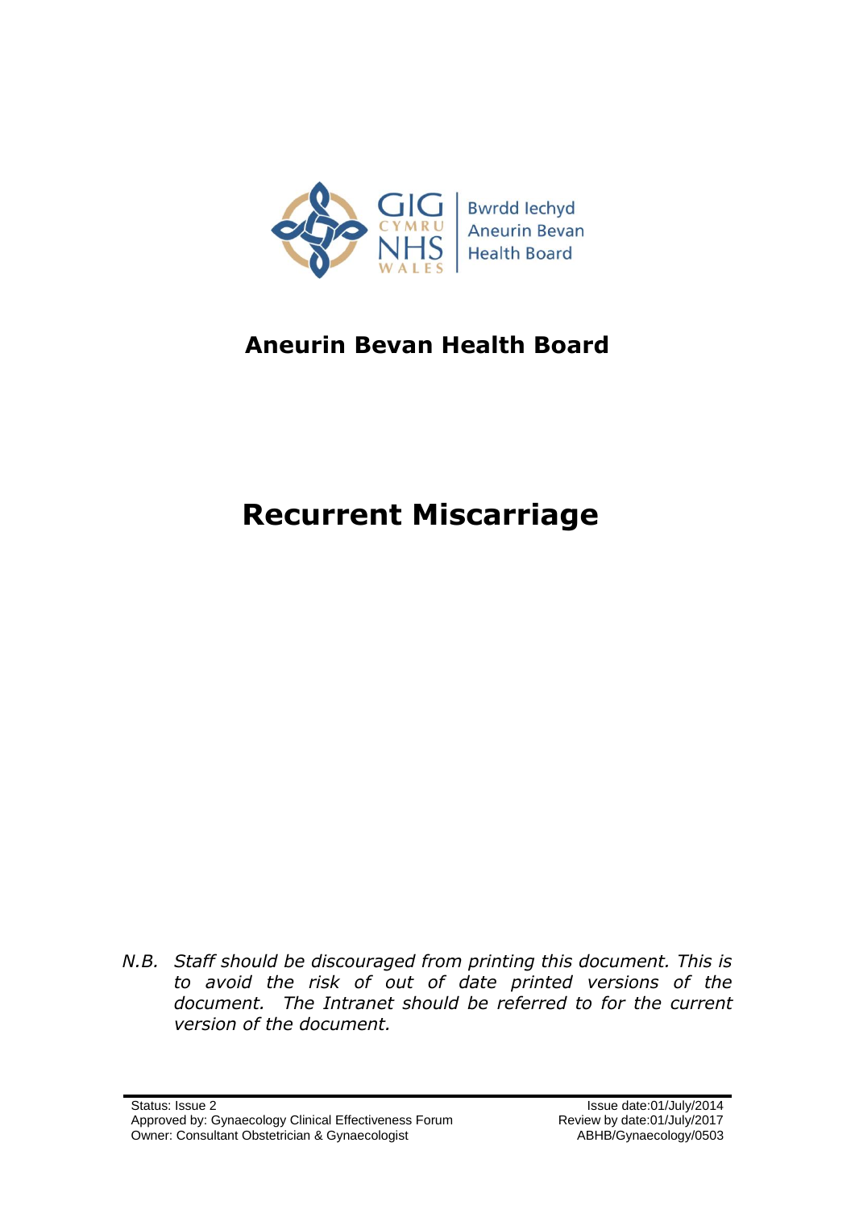# Aneurin Bevan Health Board

# Recurrent Miscarriage

*N.B. Staff should be discouraged from printing this document. This is to avoid the risk of out of date printed versions of the document. The Intranet should be referred to for the current version of the document.*

Status: Issue 2
Approved by: Gynaecology Clinical Effectiveness Forum
Owner: Consultant Obstetrician & Gynaecologist

Issue date:01/July/2014
Review by date:01/July/2017
ABHB/Gynaecology/0503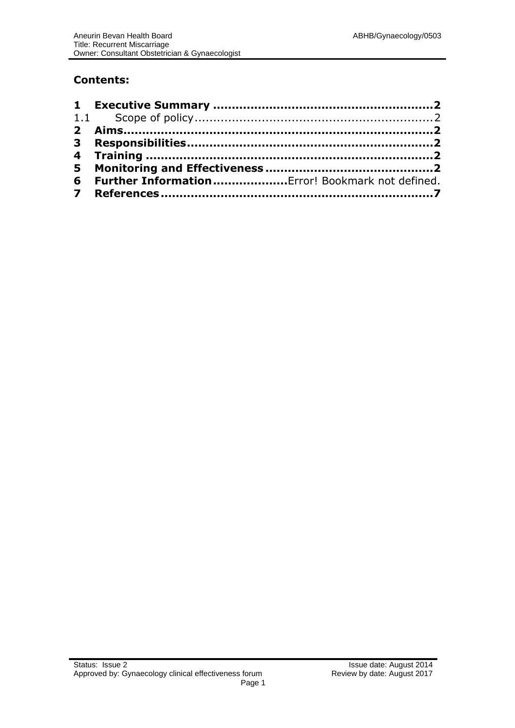**Contents:**

**1 Executive Summary ..........................................................2**
1.1 Scope of policy................................................................2
**2 Aims..................................................................................2**
**3 Responsibilities................................................................2**
**4 Training ...........................................................................2**
**5 Monitoring and Effectiveness ............................................2**
**6 Further Information....................**Error! Bookmark not defined.
**7 References.........................................................................7**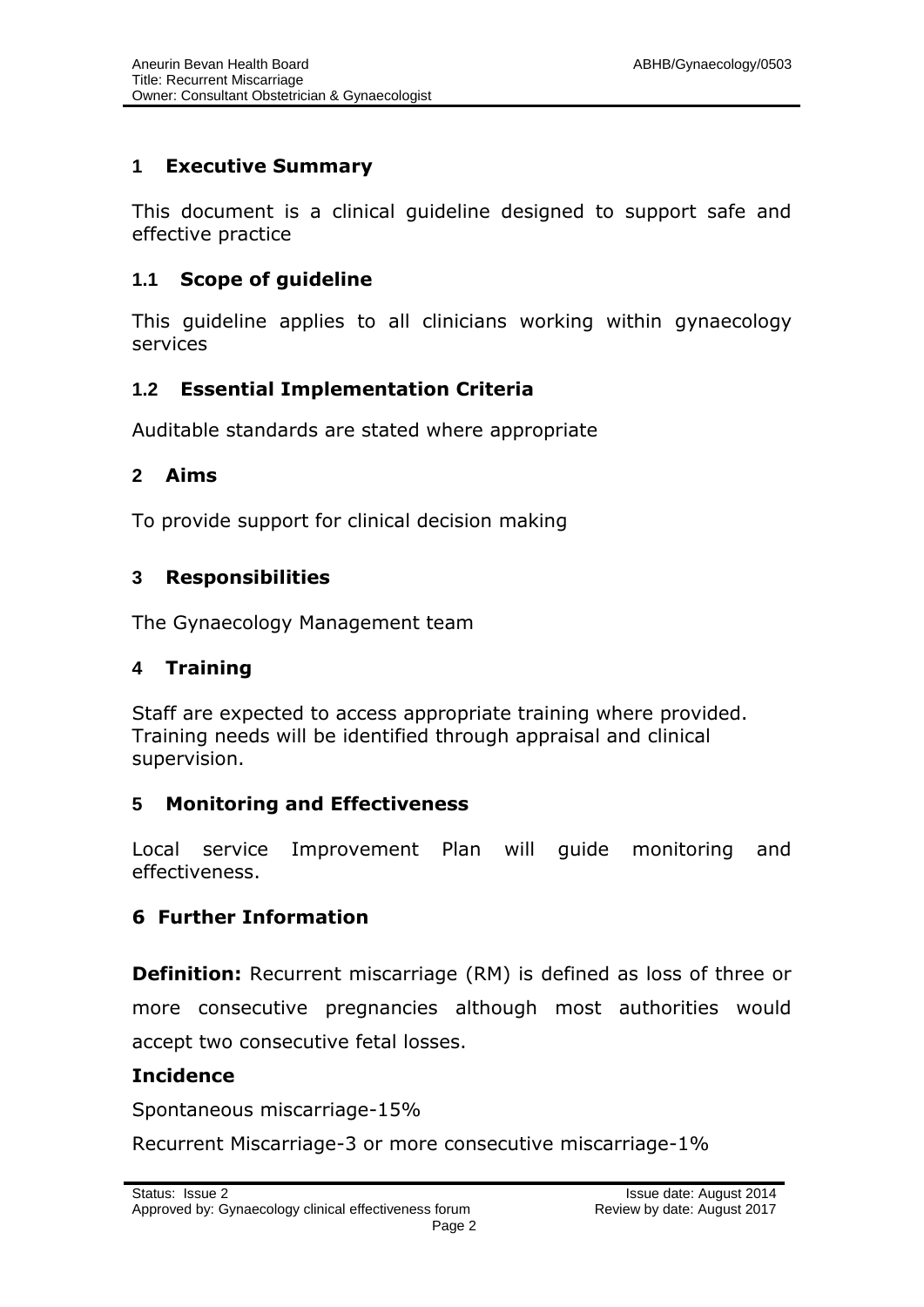## 1 Executive Summary

This document is a clinical guideline designed to support safe and effective practice

### 1.1 Scope of guideline

This guideline applies to all clinicians working within gynaecology services

### 1.2 Essential Implementation Criteria

Auditable standards are stated where appropriate

## 2 Aims

To provide support for clinical decision making

## 3 Responsibilities

The Gynaecology Management team

## 4 Training

Staff are expected to access appropriate training where provided. Training needs will be identified through appraisal and clinical supervision.

## 5 Monitoring and Effectiveness

Local service Improvement Plan will guide monitoring and effectiveness.

## 6 Further Information

**Definition:** Recurrent miscarriage (RM) is defined as loss of three or more consecutive pregnancies although most authorities would accept two consecutive fetal losses.

**Incidence**

Spontaneous miscarriage-15%

Recurrent Miscarriage-3 or more consecutive miscarriage-1%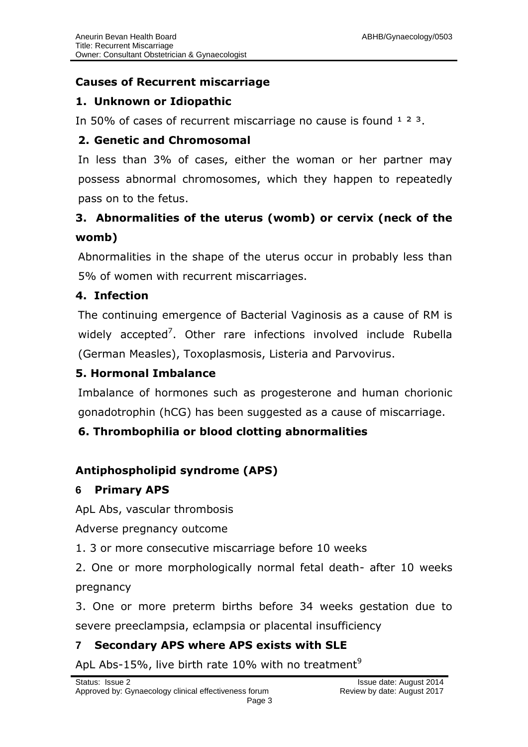## Causes of Recurrent miscarriage

### 1. Unknown or Idiopathic

In 50% of cases of recurrent miscarriage no cause is found [1 2 3].

### 2. Genetic and Chromosomal

In less than 3% of cases, either the woman or her partner may possess abnormal chromosomes, which they happen to repeatedly pass on to the fetus.

### 3. Abnormalities of the uterus (womb) or cervix (neck of the womb)

Abnormalities in the shape of the uterus occur in probably less than 5% of women with recurrent miscarriages.

### 4. Infection

The continuing emergence of Bacterial Vaginosis as a cause of RM is widely accepted[7]. Other rare infections involved include Rubella (German Measles), Toxoplasmosis, Listeria and Parvovirus.

### 5. Hormonal Imbalance

Imbalance of hormones such as progesterone and human chorionic gonadotrophin (hCG) has been suggested as a cause of miscarriage.

### 6. Thrombophilia or blood clotting abnormalities

## Antiphospholipid syndrome (APS)

### 6 Primary APS

ApL Abs, vascular thrombosis

Adverse pregnancy outcome

1. 3 or more consecutive miscarriage before 10 weeks
2. One or more morphologically normal fetal death- after 10 weeks pregnancy
3. One or more preterm births before 34 weeks gestation due to severe preeclampsia, eclampsia or placental insufficiency

### 7 Secondary APS where APS exists with SLE

ApL Abs-15%, live birth rate 10% with no treatment[9]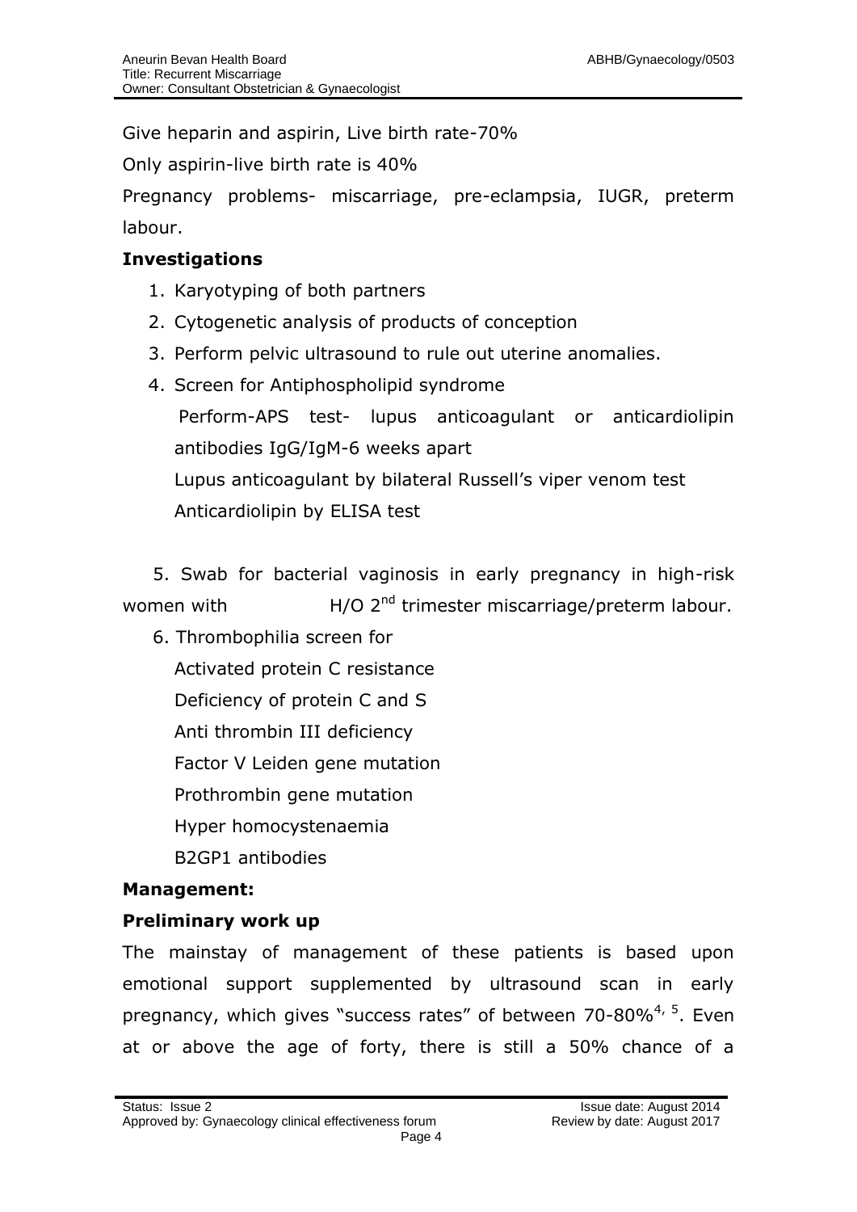Give heparin and aspirin, Live birth rate-70%

Only aspirin-live birth rate is 40%

Pregnancy problems- miscarriage, pre-eclampsia, IUGR, preterm labour.

**Investigations**

1. Karyotyping of both partners
2. Cytogenetic analysis of products of conception
3. Perform pelvic ultrasound to rule out uterine anomalies.
4. Screen for Antiphospholipid syndrome

   Perform-APS test- lupus anticoagulant or anticardiolipin antibodies IgG/IgM-6 weeks apart

   Lupus anticoagulant by bilateral Russell's viper venom test

   Anticardiolipin by ELISA test

5. Swab for bacterial vaginosis in early pregnancy in high-risk women with H/O 2nd trimester miscarriage/preterm labour.
6. Thrombophilia screen for

   Activated protein C resistance

   Deficiency of protein C and S

   Anti thrombin III deficiency

   Factor V Leiden gene mutation

   Prothrombin gene mutation

   Hyper homocystenaemia

   B2GP1 antibodies

**Management:**

**Preliminary work up**

The mainstay of management of these patients is based upon emotional support supplemented by ultrasound scan in early pregnancy, which gives "success rates" of between 70-80%[4, 5]. Even at or above the age of forty, there is still a 50% chance of a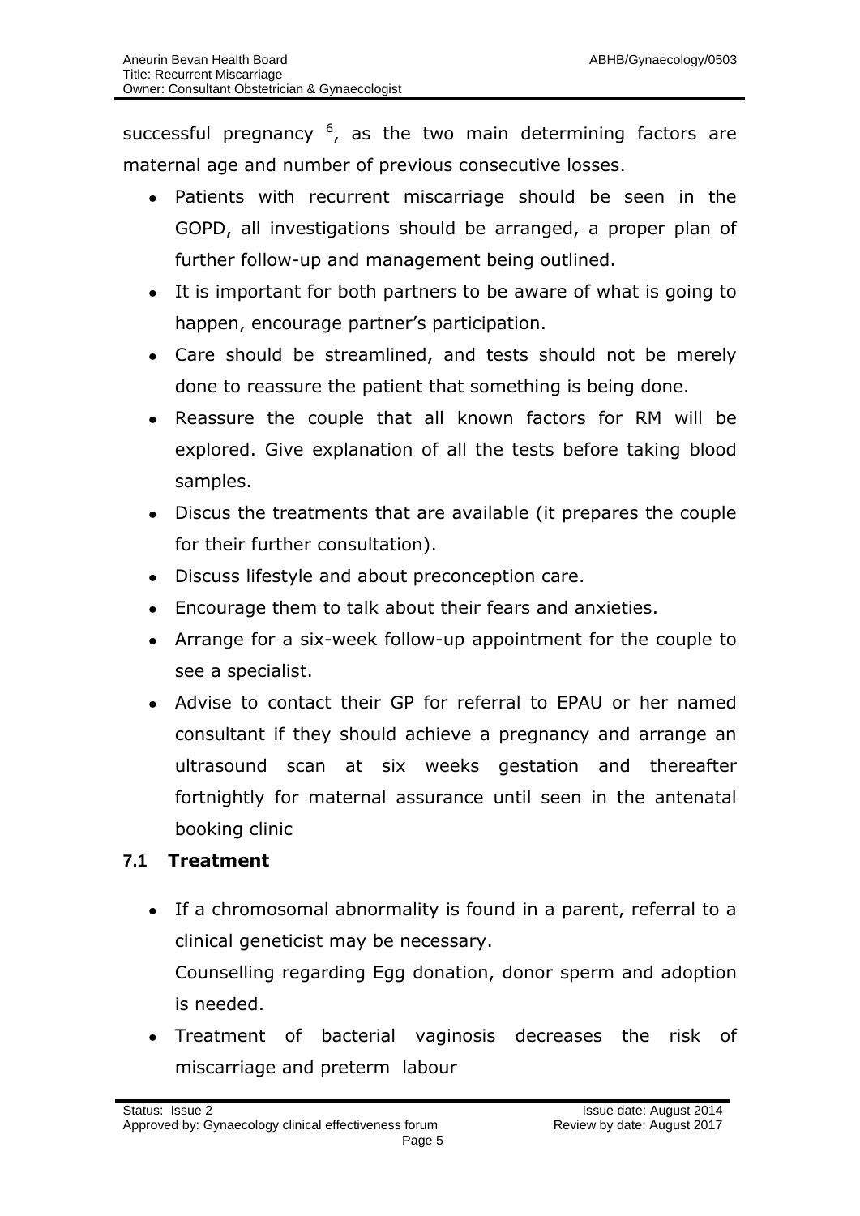successful pregnancy [6], as the two main determining factors are maternal age and number of previous consecutive losses.

- Patients with recurrent miscarriage should be seen in the GOPD, all investigations should be arranged, a proper plan of further follow-up and management being outlined.
- It is important for both partners to be aware of what is going to happen, encourage partner's participation.
- Care should be streamlined, and tests should not be merely done to reassure the patient that something is being done.
- Reassure the couple that all known factors for RM will be explored. Give explanation of all the tests before taking blood samples.
- Discus the treatments that are available (it prepares the couple for their further consultation).
- Discuss lifestyle and about preconception care.
- Encourage them to talk about their fears and anxieties.
- Arrange for a six-week follow-up appointment for the couple to see a specialist.
- Advise to contact their GP for referral to EPAU or her named consultant if they should achieve a pregnancy and arrange an ultrasound scan at six weeks gestation and thereafter fortnightly for maternal assurance until seen in the antenatal booking clinic

### 7.1 Treatment

- If a chromosomal abnormality is found in a parent, referral to a clinical geneticist may be necessary.

  Counselling regarding Egg donation, donor sperm and adoption is needed.
- Treatment of bacterial vaginosis decreases the risk of miscarriage and preterm labour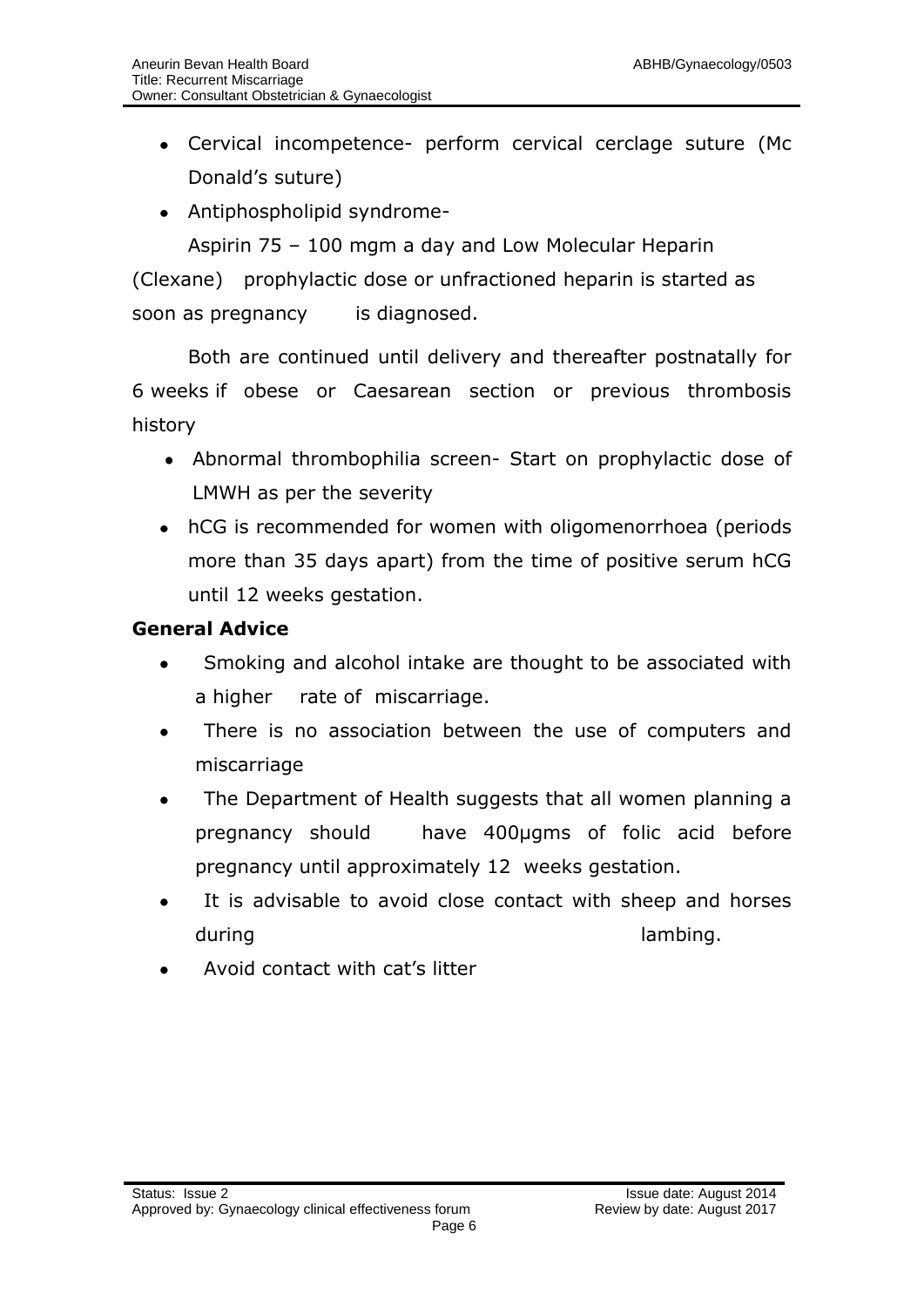- Cervical incompetence- perform cervical cerclage suture (Mc Donald's suture)
- Antiphospholipid syndrome-

  Aspirin 75 – 100 mgm a day and Low Molecular Heparin (Clexane) prophylactic dose or unfractioned heparin is started as soon as pregnancy is diagnosed.

  Both are continued until delivery and thereafter postnatally for 6 weeks if obese or Caesarean section or previous thrombosis history

- Abnormal thrombophilia screen- Start on prophylactic dose of LMWH as per the severity
- hCG is recommended for women with oligomenorrhoea (periods more than 35 days apart) from the time of positive serum hCG until 12 weeks gestation.

**General Advice**

- Smoking and alcohol intake are thought to be associated with a higher rate of miscarriage.
- There is no association between the use of computers and miscarriage
- The Department of Health suggests that all women planning a pregnancy should have 400µgms of folic acid before pregnancy until approximately 12 weeks gestation.
- It is advisable to avoid close contact with sheep and horses during lambing.
- Avoid contact with cat's litter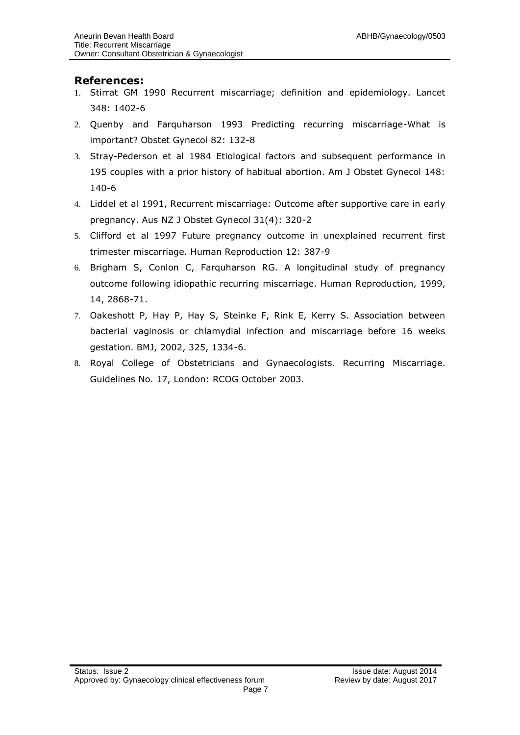## References:

1. Stirrat GM 1990 Recurrent miscarriage; definition and epidemiology. Lancet 348: 1402-6
2. Quenby and Farquharson 1993 Predicting recurring miscarriage-What is important? Obstet Gynecol 82: 132-8
3. Stray-Pederson et al 1984 Etiological factors and subsequent performance in 195 couples with a prior history of habitual abortion. Am J Obstet Gynecol 148: 140-6
4. Liddel et al 1991, Recurrent miscarriage: Outcome after supportive care in early pregnancy. Aus NZ J Obstet Gynecol 31(4): 320-2
5. Clifford et al 1997 Future pregnancy outcome in unexplained recurrent first trimester miscarriage. Human Reproduction 12: 387-9
6. Brigham S, Conlon C, Farquharson RG. A longitudinal study of pregnancy outcome following idiopathic recurring miscarriage. Human Reproduction, 1999, 14, 2868-71.
7. Oakeshott P, Hay P, Hay S, Steinke F, Rink E, Kerry S. Association between bacterial vaginosis or chlamydial infection and miscarriage before 16 weeks gestation. BMJ, 2002, 325, 1334-6.
8. Royal College of Obstetricians and Gynaecologists. Recurring Miscarriage. Guidelines No. 17, London: RCOG October 2003.